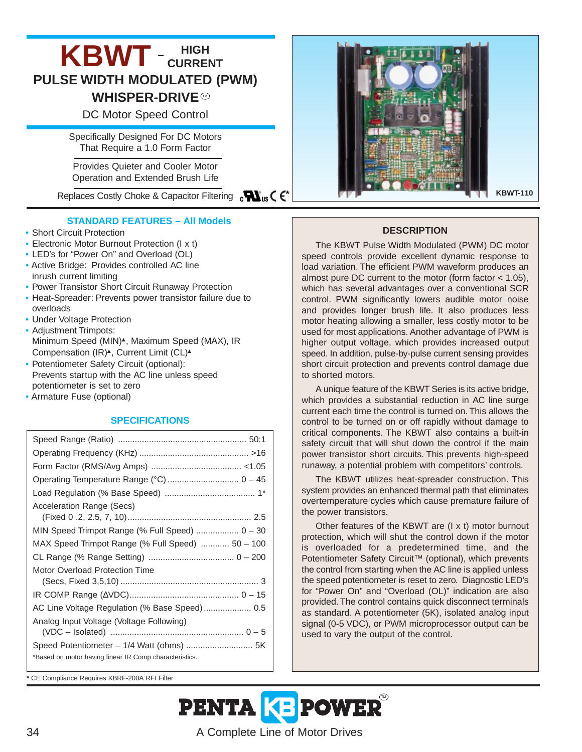# KBWT – HIGH CURRENT

## PULSE WIDTH MODULATED (PWM) WHISPER-DRIVE™

### DC Motor Speed Control

Specifically Designed For DC Motors That Require a 1.0 Form Factor

Provides Quieter and Cooler Motor Operation and Extended Brush Life

Replaces Costly Choke & Capacitor Filtering

KBWT-110

### STANDARD FEATURES – All Models

- Short Circuit Protection
- Electronic Motor Burnout Protection (I x t)
- LED's for "Power On" and Overload (OL)
- Active Bridge: Provides controlled AC line inrush current limiting
- Power Transistor Short Circuit Runaway Protection
- Heat-Spreader: Prevents power transistor failure due to overloads
- Under Voltage Protection
- Adjustment Trimpots: Minimum Speed (MIN)▲, Maximum Speed (MAX), IR Compensation (IR)▲, Current Limit (CL)▲
- Potentiometer Safety Circuit (optional): Prevents startup with the AC line unless speed potentiometer is set to zero
- Armature Fuse (optional)

### SPECIFICATIONS

| Specification | Value |
|---|---|
| Speed Range (Ratio) | 50:1 |
| Operating Frequency (KHz) | >16 |
| Form Factor (RMS/Avg Amps) | <1.05 |
| Operating Temperature Range (°C) | 0 – 45 |
| Load Regulation (% Base Speed) | 1* |
| Acceleration Range (Secs) (Fixed 0 .2, 2.5, 7, 10) | 2.5 |
| MIN Speed Trimpot Range (% Full Speed) | 0 – 30 |
| MAX Speed Trimpot Range (% Full Speed) | 50 – 100 |
| CL Range (% Range Setting) | 0 – 200 |
| Motor Overload Protection Time (Secs, Fixed 3,5,10) | 3 |
| IR COMP Range (ΔVDC) | 0 – 15 |
| AC Line Voltage Regulation (% Base Speed) | 0.5 |
| Analog Input Voltage (Voltage Following) (VDC – Isolated) | 0 – 5 |
| Speed Potentiometer – 1/4 Watt (ohms) | 5K |

*Based on motor having linear IR Comp characteristics.

**\*** CE Compliance Requires KBRF-200A RFI Filter

### DESCRIPTION

The KBWT Pulse Width Modulated (PWM) DC motor speed controls provide excellent dynamic response to load variation. The efficient PWM waveform produces an almost pure DC current to the motor (form factor < 1.05), which has several advantages over a conventional SCR control. PWM significantly lowers audible motor noise and provides longer brush life. It also produces less motor heating allowing a smaller, less costly motor to be used for most applications. Another advantage of PWM is higher output voltage, which provides increased output speed. In addition, pulse-by-pulse current sensing provides short circuit protection and prevents control damage due to shorted motors.

A unique feature of the KBWT Series is its active bridge, which provides a substantial reduction in AC line surge current each time the control is turned on. This allows the control to be turned on or off rapidly without damage to critical components. The KBWT also contains a built-in safety circuit that will shut down the control if the main power transistor short circuits. This prevents high-speed runaway, a potential problem with competitors' controls.

The KBWT utilizes heat-spreader construction. This system provides an enhanced thermal path that eliminates overtemperature cycles which cause premature failure of the power transistors.

Other features of the KBWT are (I x t) motor burnout protection, which will shut the control down if the motor is overloaded for a predetermined time, and the Potentiometer Safety Circuit™ (optional), which prevents the control from starting when the AC line is applied unless the speed potentiometer is reset to zero. Diagnostic LED's for "Power On" and "Overload (OL)" indication are also provided. The control contains quick disconnect terminals as standard. A potentiometer (5K), isolated analog input signal (0-5 VDC), or PWM microprocessor output can be used to vary the output of the control.

PENTA KB POWER™

A Complete Line of Motor Drives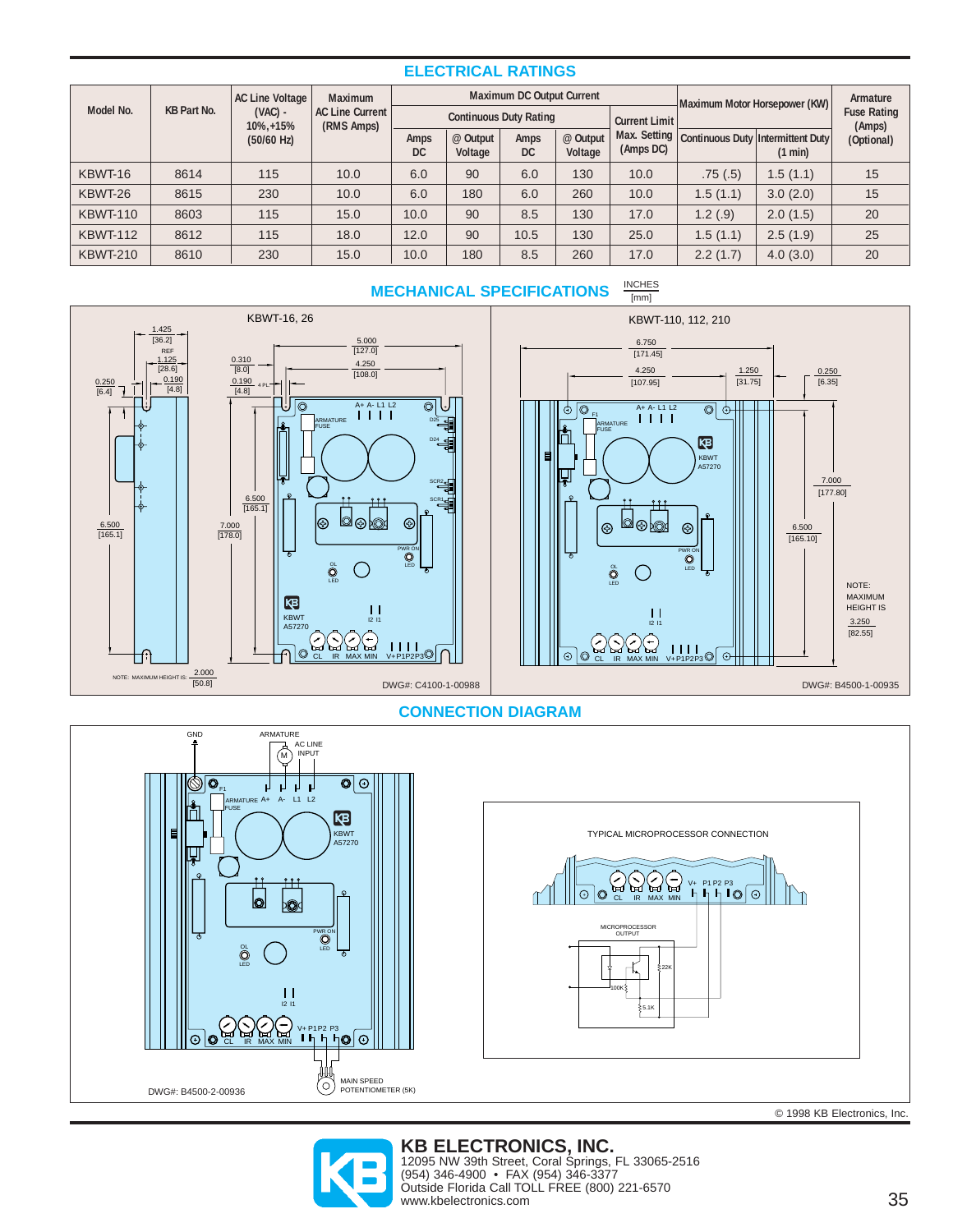## ELECTRICAL RATINGS

| Model No. | KB Part No. | AC Line Voltage (VAC) - 10%,+15% (50/60 Hz) | Maximum AC Line Current (RMS Amps) | Maximum DC Output Current | | | | | Maximum Motor Horsepower (KW) | | Armature Fuse Rating (Amps) (Optional) |
|---|---|---|---|---|---|---|---|---|---|---|---|
| | | | | Continuous Duty Rating | | | | Current Limit Max. Setting (Amps DC) | Continuous Duty | Intermittent Duty (1 min) | |
| | | | | Amps DC | @ Output Voltage | Amps DC | @ Output Voltage | | | | |
| KBWT-16 | 8614 | 115 | 10.0 | 6.0 | 90 | 6.0 | 130 | 10.0 | .75 (.5) | 1.5 (1.1) | 15 |
| KBWT-26 | 8615 | 230 | 10.0 | 6.0 | 180 | 6.0 | 260 | 10.0 | 1.5 (1.1) | 3.0 (2.0) | 15 |
| KBWT-110 | 8603 | 115 | 15.0 | 10.0 | 90 | 8.5 | 130 | 17.0 | 1.2 (.9) | 2.0 (1.5) | 20 |
| KBWT-112 | 8612 | 115 | 18.0 | 12.0 | 90 | 10.5 | 130 | 25.0 | 1.5 (1.1) | 2.5 (1.9) | 25 |
| KBWT-210 | 8610 | 230 | 15.0 | 10.0 | 180 | 8.5 | 260 | 17.0 | 2.2 (1.7) | 4.0 (3.0) | 20 |

## MECHANICAL SPECIFICATIONS

INCHES
[mm]

KBWT-16, 26

1.425 [36.2]
REF 1.125 [28.6]
0.190 [4.8]
0.250 [6.4]
0.310 [8.0]
0.190 [4.8] 4 PL
5.000 [127.0]
4.250 [108.0]
6.500 [165.1]
6.500 [165.1]
7.000 [178.0]
NOTE: MAXIMUM HEIGHT IS: 2.000 [50.8]

DWG#: C4100-1-00988

KBWT-110, 112, 210

6.750 [171.45]
4.250 [107.95]
1.250 [31.75]
0.250 [6.35]
7.000 [177.80]
6.500 [165.10]

NOTE: MAXIMUM HEIGHT IS 3.250 [82.55]

DWG#: B4500-1-00935

## CONNECTION DIAGRAM

GND
ARMATURE
AC LINE INPUT
ARMATURE FUSE A+ A- L1 L2
KBWT A57270
PWR ON LED
OL LED
I2 I1
CL IR MAX MIN V+ P1 P2 P3
MAIN SPEED POTENTIOMETER (5K)

DWG#: B4500-2-00936

TYPICAL MICROPROCESSOR CONNECTION

MICROPROCESSOR OUTPUT
22K
100K
5.1K

© 1998 KB Electronics, Inc.

**KB ELECTRONICS, INC.**
12095 NW 39th Street, Coral Springs, FL 33065-2516
(954) 346-4900 • FAX (954) 346-3377
Outside Florida Call TOLL FREE (800) 221-6570
www.kbelectronics.com